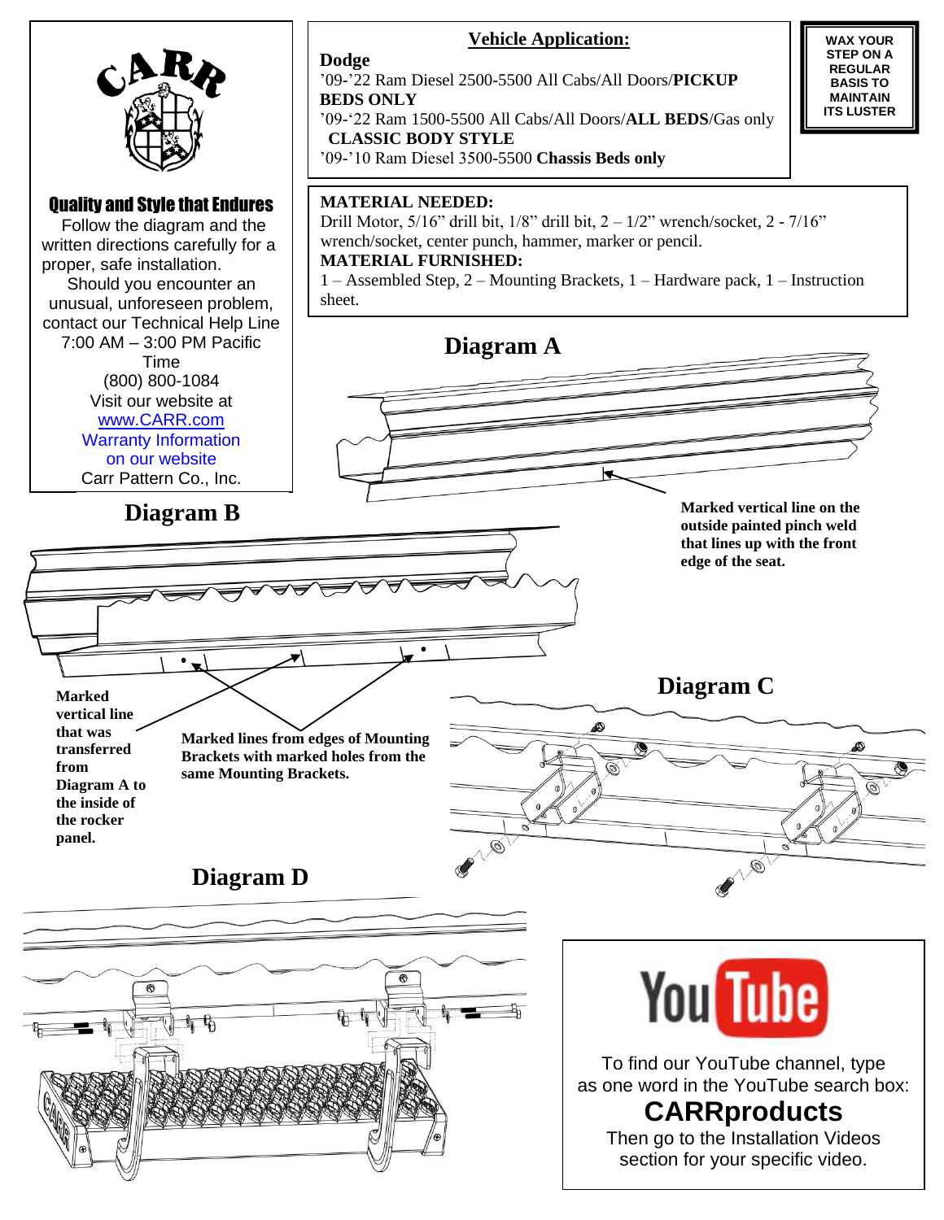CARR

## Quality and Style that Endures

Follow the diagram and the written directions carefully for a proper, safe installation.

Should you encounter an unusual, unforeseen problem, contact our Technical Help Line 7:00 AM – 3:00 PM Pacific Time
(800) 800-1084
Visit our website at
www.CARR.com
Warranty Information on our website
Carr Pattern Co., Inc.

## Vehicle Application:

**Dodge**
'09-'22 Ram Diesel 2500-5500 All Cabs/All Doors/**PICKUP BEDS ONLY**
'09-'22 Ram 1500-5500 All Cabs/All Doors/**ALL BEDS**/Gas only **CLASSIC BODY STYLE**
'09-'10 Ram Diesel 3500-5500 **Chassis Beds only**

**WAX YOUR STEP ON A REGULAR BASIS TO MAINTAIN ITS LUSTER**

**MATERIAL NEEDED:**
Drill Motor, 5/16" drill bit, 1/8" drill bit, 2 – 1/2" wrench/socket, 2 - 7/16" wrench/socket, center punch, hammer, marker or pencil.

**MATERIAL FURNISHED:**
1 – Assembled Step, 2 – Mounting Brackets, 1 – Hardware pack, 1 – Instruction sheet.

## Diagram A

**Marked vertical line on the outside painted pinch weld that lines up with the front edge of the seat.**

## Diagram B

**Marked vertical line that was transferred from Diagram A to the inside of the rocker panel.**

**Marked lines from edges of Mounting Brackets with marked holes from the same Mounting Brackets.**

## Diagram C

## Diagram D

To find our YouTube channel, type as one word in the YouTube search box:

**CARRproducts**

Then go to the Installation Videos section for your specific video.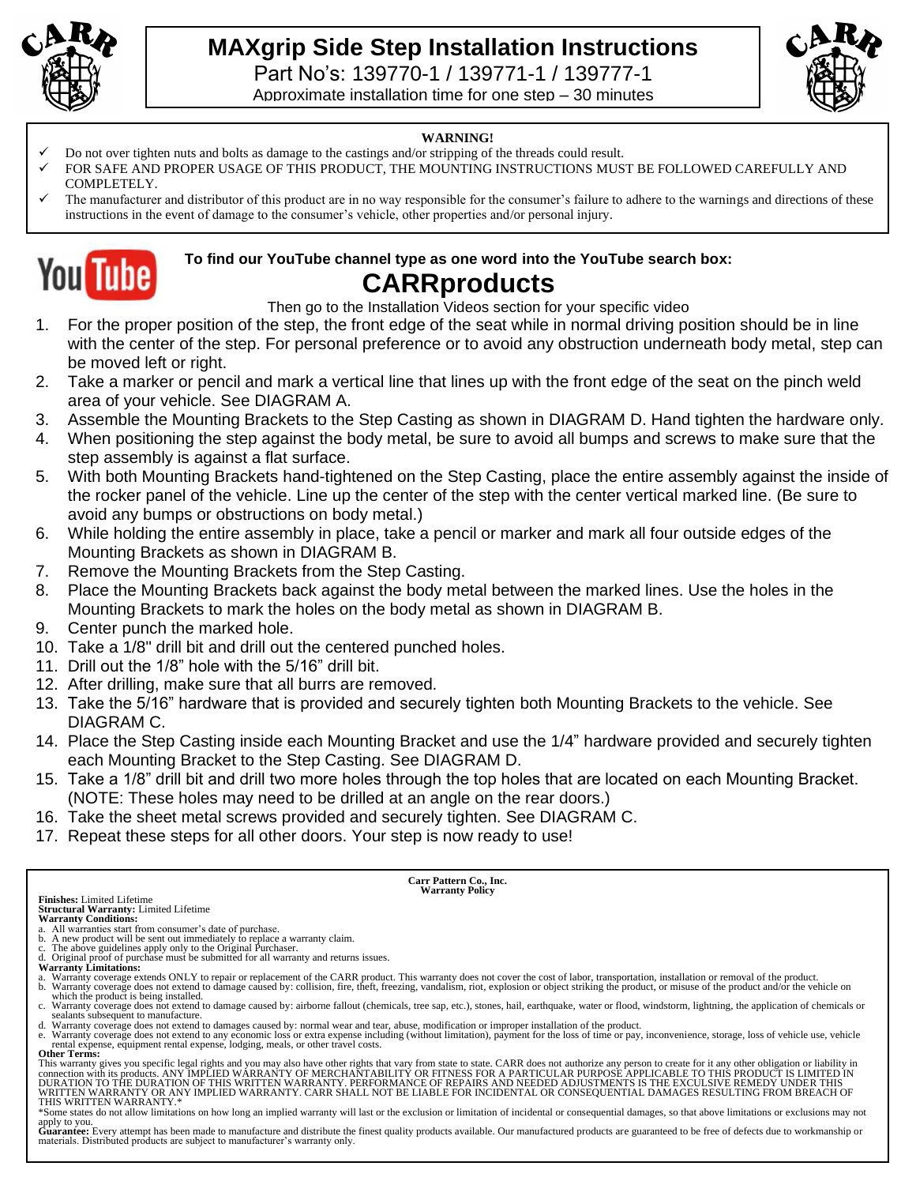# MAXgrip Side Step Installation Instructions

Part No's: 139770-1 / 139771-1 / 139777-1

Approximate installation time for one step – 30 minutes

**WARNING!**

- ✓ Do not over tighten nuts and bolts as damage to the castings and/or stripping of the threads could result.
- ✓ FOR SAFE AND PROPER USAGE OF THIS PRODUCT, THE MOUNTING INSTRUCTIONS MUST BE FOLLOWED CAREFULLY AND COMPLETELY.
- ✓ The manufacturer and distributor of this product are in no way responsible for the consumer's failure to adhere to the warnings and directions of these instructions in the event of damage to the consumer's vehicle, other properties and/or personal injury.

**To find our YouTube channel type as one word into the YouTube search box:**

## CARRproducts

Then go to the Installation Videos section for your specific video

1. For the proper position of the step, the front edge of the seat while in normal driving position should be in line with the center of the step. For personal preference or to avoid any obstruction underneath body metal, step can be moved left or right.
2. Take a marker or pencil and mark a vertical line that lines up with the front edge of the seat on the pinch weld area of your vehicle. See DIAGRAM A.
3. Assemble the Mounting Brackets to the Step Casting as shown in DIAGRAM D. Hand tighten the hardware only.
4. When positioning the step against the body metal, be sure to avoid all bumps and screws to make sure that the step assembly is against a flat surface.
5. With both Mounting Brackets hand-tightened on the Step Casting, place the entire assembly against the inside of the rocker panel of the vehicle. Line up the center of the step with the center vertical marked line. (Be sure to avoid any bumps or obstructions on body metal.)
6. While holding the entire assembly in place, take a pencil or marker and mark all four outside edges of the Mounting Brackets as shown in DIAGRAM B.
7. Remove the Mounting Brackets from the Step Casting.
8. Place the Mounting Brackets back against the body metal between the marked lines. Use the holes in the Mounting Brackets to mark the holes on the body metal as shown in DIAGRAM B.
9. Center punch the marked hole.
10. Take a 1/8" drill bit and drill out the centered punched holes.
11. Drill out the 1/8" hole with the 5/16" drill bit.
12. After drilling, make sure that all burrs are removed.
13. Take the 5/16" hardware that is provided and securely tighten both Mounting Brackets to the vehicle. See DIAGRAM C.
14. Place the Step Casting inside each Mounting Bracket and use the 1/4" hardware provided and securely tighten each Mounting Bracket to the Step Casting. See DIAGRAM D.
15. Take a 1/8" drill bit and drill two more holes through the top holes that are located on each Mounting Bracket. (NOTE: These holes may need to be drilled at an angle on the rear doors.)
16. Take the sheet metal screws provided and securely tighten. See DIAGRAM C.
17. Repeat these steps for all other doors. Your step is now ready to use!

**Carr Pattern Co., Inc.**
**Warranty Policy**

**Finishes:** Limited Lifetime
**Structural Warranty:** Limited Lifetime
**Warranty Conditions:**

a. All warranties start from consumer's date of purchase.
b. A new product will be sent out immediately to replace a warranty claim.
c. The above guidelines apply only to the Original Purchaser.
d. Original proof of purchase must be submitted for all warranty and returns issues.

**Warranty Limitations:**

a. Warranty coverage extends ONLY to repair or replacement of the CARR product. This warranty does not cover the cost of labor, transportation, installation or removal of the product.
b. Warranty coverage does not extend to damage caused by: collision, fire, theft, freezing, vandalism, riot, explosion or object striking the product, or misuse of the product and/or the vehicle on which the product is being installed.
c. Warranty coverage does not extend to damage caused by: airborne fallout (chemicals, tree sap, etc.), stones, hail, earthquake, water or flood, windstorm, lightning, the application of chemicals or sealants subsequent to manufacture.
d. Warranty coverage does not extend to damages caused by: normal wear and tear, abuse, modification or improper installation of the product.
e. Warranty coverage does not extend to any economic loss or extra expense including (without limitation), payment for the loss of time or pay, inconvenience, storage, loss of vehicle use, vehicle rental expense, equipment rental expense, lodging, meals, or other travel costs.

**Other Terms:**

This warranty gives you specific legal rights and you may also have other rights that vary from state to state. CARR does not authorize any person to create for it any other obligation or liability in connection with its products. ANY IMPLIED WARRANTY OF MERCHANTABILITY OR FITNESS FOR A PARTICULAR PURPOSE APPLICABLE TO THIS PRODUCT IS LIMITED IN DURATION TO THE DURATION OF THIS WRITTEN WARRANTY. PERFORMANCE OF REPAIRS AND NEEDED ADJUSTMENTS IS THE EXCULSIVE REMEDY UNDER THIS WRITTEN WARRANTY OR ANY IMPLIED WARRANTY. CARR SHALL NOT BE LIABLE FOR INCIDENTAL OR CONSEQUENTIAL DAMAGES RESULTING FROM BREACH OF THIS WRITTEN WARRANTY.*

*Some states do not allow limitations on how long an implied warranty will last or the exclusion or limitation of incidental or consequential damages, so that above limitations or exclusions may not apply to you.

**Guarantee:** Every attempt has been made to manufacture and distribute the finest quality products available. Our manufactured products are guaranteed to be free of defects due to workmanship or materials. Distributed products are subject to manufacturer's warranty only.